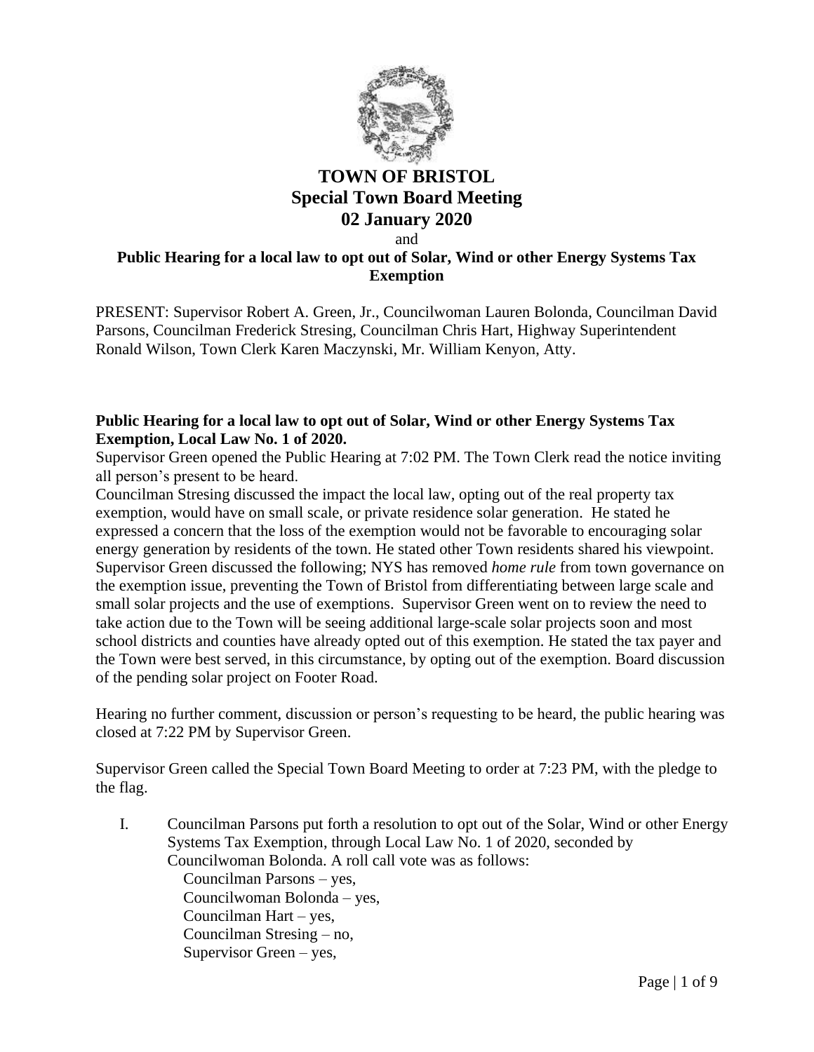# TOWN OF BRISTOL
## Special Town Board Meeting
## 02 January 2020

and

**Public Hearing for a local law to opt out of Solar, Wind or other Energy Systems Tax Exemption**

PRESENT: Supervisor Robert A. Green, Jr., Councilwoman Lauren Bolonda, Councilman David Parsons, Councilman Frederick Stresing, Councilman Chris Hart, Highway Superintendent Ronald Wilson, Town Clerk Karen Maczynski, Mr. William Kenyon, Atty.

**Public Hearing for a local law to opt out of Solar, Wind or other Energy Systems Tax Exemption, Local Law No. 1 of 2020.**

Supervisor Green opened the Public Hearing at 7:02 PM. The Town Clerk read the notice inviting all person's present to be heard.

Councilman Stresing discussed the impact the local law, opting out of the real property tax exemption, would have on small scale, or private residence solar generation. He stated he expressed a concern that the loss of the exemption would not be favorable to encouraging solar energy generation by residents of the town. He stated other Town residents shared his viewpoint. Supervisor Green discussed the following; NYS has removed *home rule* from town governance on the exemption issue, preventing the Town of Bristol from differentiating between large scale and small solar projects and the use of exemptions. Supervisor Green went on to review the need to take action due to the Town will be seeing additional large-scale solar projects soon and most school districts and counties have already opted out of this exemption. He stated the tax payer and the Town were best served, in this circumstance, by opting out of the exemption. Board discussion of the pending solar project on Footer Road.

Hearing no further comment, discussion or person's requesting to be heard, the public hearing was closed at 7:22 PM by Supervisor Green.

Supervisor Green called the Special Town Board Meeting to order at 7:23 PM, with the pledge to the flag.

I. Councilman Parsons put forth a resolution to opt out of the Solar, Wind or other Energy Systems Tax Exemption, through Local Law No. 1 of 2020, seconded by Councilwoman Bolonda. A roll call vote was as follows:
   - Councilman Parsons – yes,
   - Councilwoman Bolonda – yes,
   - Councilman Hart – yes,
   - Councilman Stresing – no,
   - Supervisor Green – yes,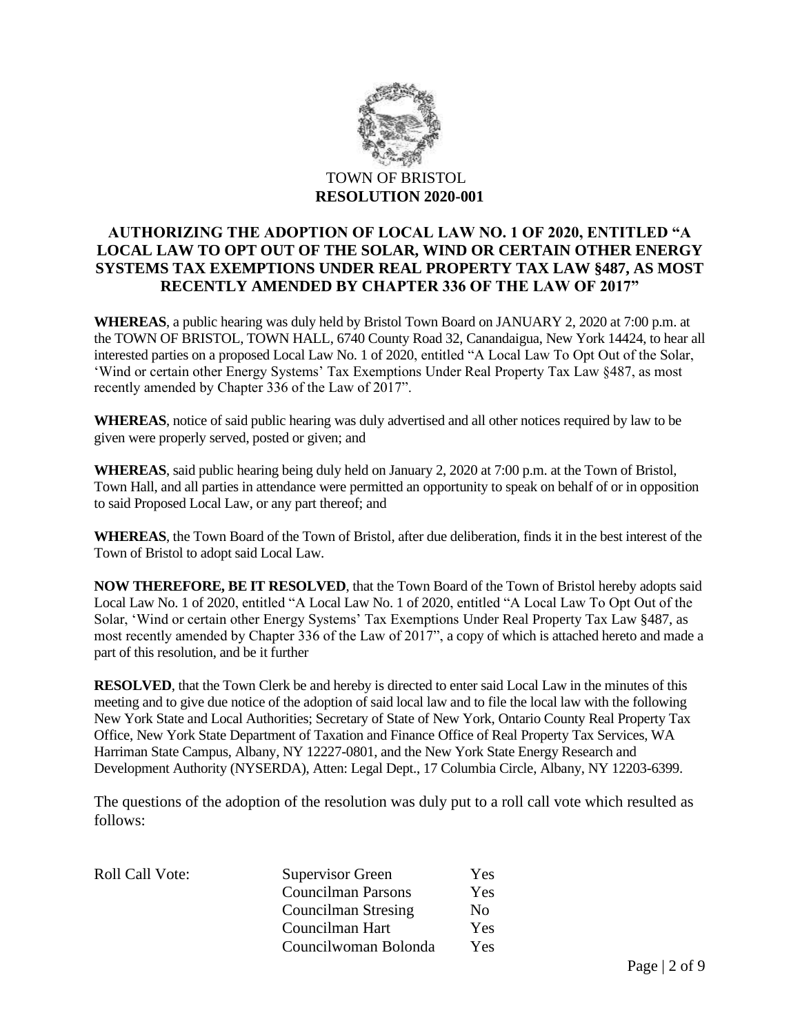TOWN OF BRISTOL

**RESOLUTION 2020-001**

## AUTHORIZING THE ADOPTION OF LOCAL LAW NO. 1 OF 2020, ENTITLED "A LOCAL LAW TO OPT OUT OF THE SOLAR, WIND OR CERTAIN OTHER ENERGY SYSTEMS TAX EXEMPTIONS UNDER REAL PROPERTY TAX LAW §487, AS MOST RECENTLY AMENDED BY CHAPTER 336 OF THE LAW OF 2017"

**WHEREAS**, a public hearing was duly held by Bristol Town Board on JANUARY 2, 2020 at 7:00 p.m. at the TOWN OF BRISTOL, TOWN HALL, 6740 County Road 32, Canandaigua, New York 14424, to hear all interested parties on a proposed Local Law No. 1 of 2020, entitled "A Local Law To Opt Out of the Solar, 'Wind or certain other Energy Systems' Tax Exemptions Under Real Property Tax Law §487, as most recently amended by Chapter 336 of the Law of 2017".

**WHEREAS**, notice of said public hearing was duly advertised and all other notices required by law to be given were properly served, posted or given; and

**WHEREAS**, said public hearing being duly held on January 2, 2020 at 7:00 p.m. at the Town of Bristol, Town Hall, and all parties in attendance were permitted an opportunity to speak on behalf of or in opposition to said Proposed Local Law, or any part thereof; and

**WHEREAS**, the Town Board of the Town of Bristol, after due deliberation, finds it in the best interest of the Town of Bristol to adopt said Local Law.

**NOW THEREFORE, BE IT RESOLVED**, that the Town Board of the Town of Bristol hereby adopts said Local Law No. 1 of 2020, entitled "A Local Law No. 1 of 2020, entitled "A Local Law To Opt Out of the Solar, 'Wind or certain other Energy Systems' Tax Exemptions Under Real Property Tax Law §487, as most recently amended by Chapter 336 of the Law of 2017", a copy of which is attached hereto and made a part of this resolution, and be it further

**RESOLVED**, that the Town Clerk be and hereby is directed to enter said Local Law in the minutes of this meeting and to give due notice of the adoption of said local law and to file the local law with the following New York State and Local Authorities; Secretary of State of New York, Ontario County Real Property Tax Office, New York State Department of Taxation and Finance Office of Real Property Tax Services, WA Harriman State Campus, Albany, NY 12227-0801, and the New York State Energy Research and Development Authority (NYSERDA), Atten: Legal Dept., 17 Columbia Circle, Albany, NY 12203-6399.

The questions of the adoption of the resolution was duly put to a roll call vote which resulted as follows:

| Roll Call Vote: | | |
|---|---|---|
| | Supervisor Green | Yes |
| | Councilman Parsons | Yes |
| | Councilman Stresing | No |
| | Councilman Hart | Yes |
| | Councilwoman Bolonda | Yes |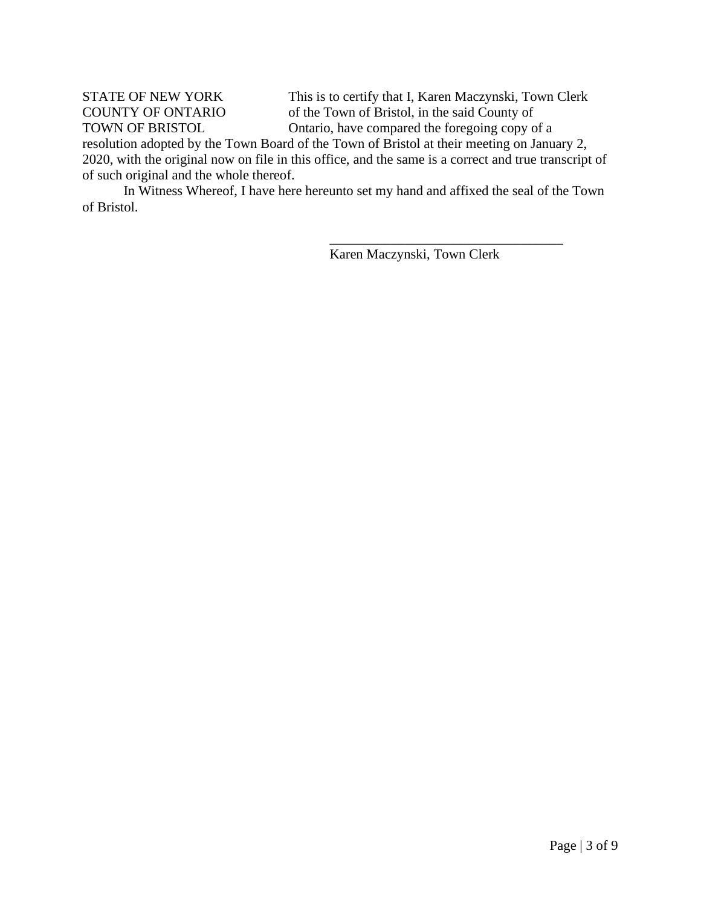STATE OF NEW YORK
COUNTY OF ONTARIO
TOWN OF BRISTOL

This is to certify that I, Karen Maczynski, Town Clerk of the Town of Bristol, in the said County of Ontario, have compared the foregoing copy of a resolution adopted by the Town Board of the Town of Bristol at their meeting on January 2, 2020, with the original now on file in this office, and the same is a correct and true transcript of of such original and the whole thereof.

In Witness Whereof, I have here hereunto set my hand and affixed the seal of the Town of Bristol.

\_\_\_\_\_\_\_\_\_\_\_\_\_\_\_\_\_\_\_\_\_\_\_\_\_\_\_\_\_\_\_\_\_\_\_

Karen Maczynski, Town Clerk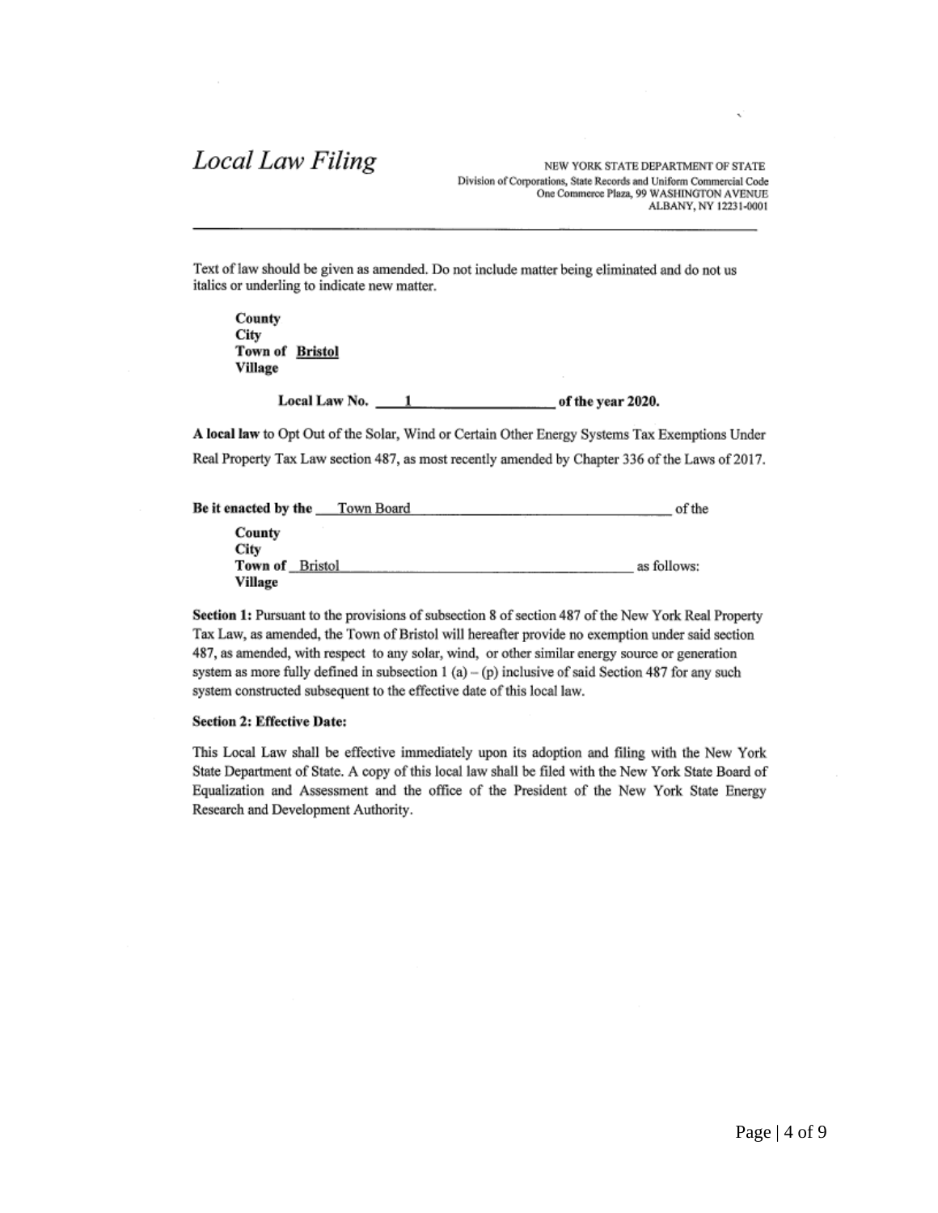# *Local Law Filing*

NEW YORK STATE DEPARTMENT OF STATE
Division of Corporations, State Records and Uniform Commercial Code
One Commerce Plaza, 99 WASHINGTON AVENUE
ALBANY, NY 12231-0001

---

Text of law should be given as amended. Do not include matter being eliminated and do not us italics or underling to indicate new matter.

**County**
**City**
**Town of** **Bristol**
**Village**

**Local Law No.** **1** **of the year 2020.**

**A local law** to Opt Out of the Solar, Wind or Certain Other Energy Systems Tax Exemptions Under Real Property Tax Law section 487, as most recently amended by Chapter 336 of the Laws of 2017.

**Be it enacted by the** Town Board of the

**County**
**City**
**Town of** Bristol as follows:
**Village**

**Section 1:** Pursuant to the provisions of subsection 8 of section 487 of the New York Real Property Tax Law, as amended, the Town of Bristol will hereafter provide no exemption under said section 487, as amended, with respect to any solar, wind, or other similar energy source or generation system as more fully defined in subsection 1 (a) – (p) inclusive of said Section 487 for any such system constructed subsequent to the effective date of this local law.

**Section 2: Effective Date:**

This Local Law shall be effective immediately upon its adoption and filing with the New York State Department of State. A copy of this local law shall be filed with the New York State Board of Equalization and Assessment and the office of the President of the New York State Energy Research and Development Authority.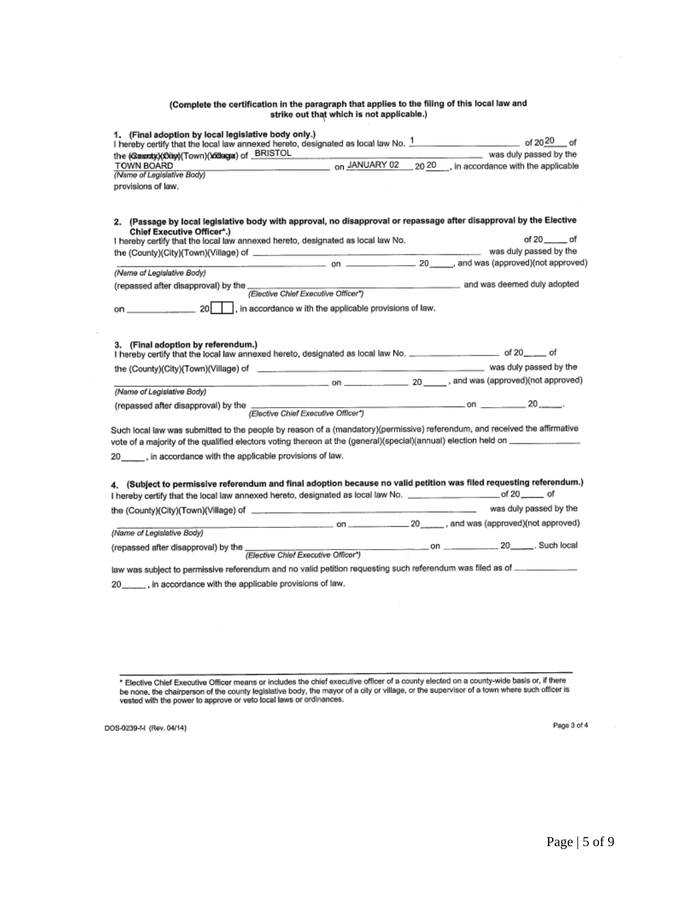**(Complete the certification in the paragraph that applies to the filing of this local law and strike out that which is not applicable.)**

**1. (Final adoption by local legislative body only.)**
I hereby certify that the local law annexed hereto, designated as local law No. 1 of 2020 of the ~~(County)(City)~~(Town)~~(Village)~~ of BRISTOL was duly passed by the TOWN BOARD on JANUARY 02 20 20, in accordance with the applicable provisions of law.
*(Name of Legislative Body)*

**2. (Passage by local legislative body with approval, no disapproval or repassage after disapproval by the Elective Chief Executive Officer\*.)**
I hereby certify that the local law annexed hereto, designated as local law No. ______ of 20____ of the (County)(City)(Town)(Village) of ____________________ was duly passed by the ____________________ on ____________ 20____, and was (approved)(not approved)
*(Name of Legislative Body)*
(repassed after disapproval) by the ____________________ and was deemed duly adopted
*(Elective Chief Executive Officer\*)*
on ____________ 20____, in accordance with the applicable provisions of law.

**3. (Final adoption by referendum.)**
I hereby certify that the local law annexed hereto, designated as local law No. ______ of 20____ of the (County)(City)(Town)(Village) of ____________________ was duly passed by the ____________________ on ____________ 20____, and was (approved)(not approved)
*(Name of Legislative Body)*
(repassed after disapproval) by the ____________________ on ____________ 20____.
*(Elective Chief Executive Officer\*)*

Such local law was submitted to the people by reason of a (mandatory)(permissive) referendum, and received the affirmative vote of a majority of the qualified electors voting thereon at the (general)(special)(annual) election held on ____________ 20____, in accordance with the applicable provisions of law.

**4. (Subject to permissive referendum and final adoption because no valid petition was filed requesting referendum.)**
I hereby certify that the local law annexed hereto, designated as local law No. ______ of 20____ of the (County)(City)(Town)(Village) of ____________________ was duly passed by the ____________________ on ____________ 20____, and was (approved)(not approved)
*(Name of Legislative Body)*
(repassed after disapproval) by the ____________________ on ____________ 20____. Such local
*(Elective Chief Executive Officer\*)*
law was subject to permissive referendum and no valid petition requesting such referendum was filed as of ____________ 20____, in accordance with the applicable provisions of law.

---

\* Elective Chief Executive Officer means or includes the chief executive officer of a county elected on a county-wide basis or, if there be none, the chairperson of the county legislative body, the mayor of a city or village, or the supervisor of a town where such officer is vested with the power to approve or veto local laws or ordinances.

DOS-0239-f-l (Rev. 04/14)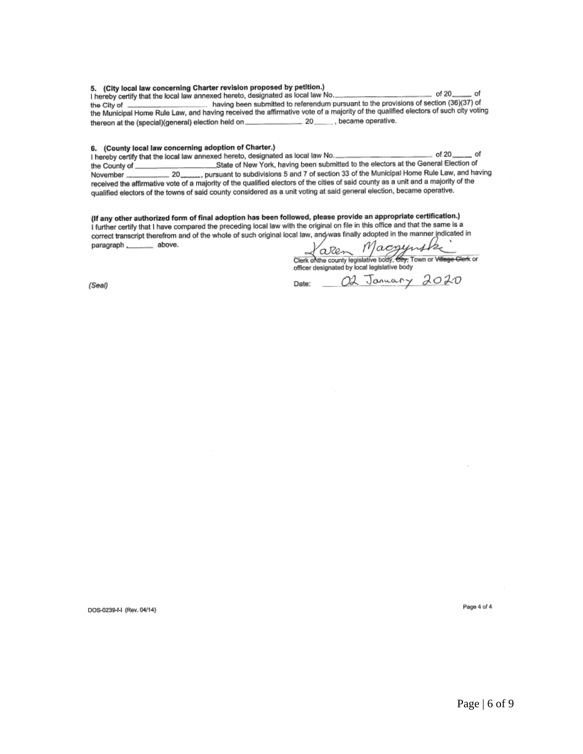**5. (City local law concerning Charter revision proposed by petition.)**

I hereby certify that the local law annexed hereto, designated as local law No.\_\_\_\_\_\_\_\_\_\_\_\_\_\_\_\_\_\_\_\_ of 20\_\_\_\_ of the City of \_\_\_\_\_\_\_\_\_\_\_\_\_\_\_\_\_\_ having been submitted to referendum pursuant to the provisions of section (36)(37) of the Municipal Home Rule Law, and having received the affirmative vote of a majority of the qualified electors of such city voting thereon at the (special)(general) election held on \_\_\_\_\_\_\_\_\_\_\_\_ 20\_\_\_\_, became operative.

**6. (County local law concerning adoption of Charter.)**

I hereby certify that the local law annexed hereto, designated as local law No.\_\_\_\_\_\_\_\_\_\_\_\_\_\_\_\_\_\_\_\_ of 20\_\_\_\_ of the County of \_\_\_\_\_\_\_\_\_\_\_\_\_\_\_\_\_\_State of New York, having been submitted to the electors at the General Election of November \_\_\_\_\_\_\_\_\_ 20\_\_\_\_, pursuant to subdivisions 5 and 7 of section 33 of the Municipal Home Rule Law, and having received the affirmative vote of a majority of the qualified electors of the cities of said county as a unit and a majority of the qualified electors of the towns of said county considered as a unit voting at said general election, became operative.

**(If any other authorized form of final adoption has been followed, please provide an appropriate certification.)**

I further certify that I have compared the preceding local law with the original on file in this office and that the same is a correct transcript therefrom and of the whole of such original local law, and was finally adopted in the manner indicated in paragraph \_\_\_\_\_ above.

Karen Macyynski

Clerk of the county legislative body, ~~City~~, Town or ~~Village Clerk~~ or officer designated by local legislative body

(Seal)

Date: 02 January 2020

DOS-0239-f-l (Rev. 04/14)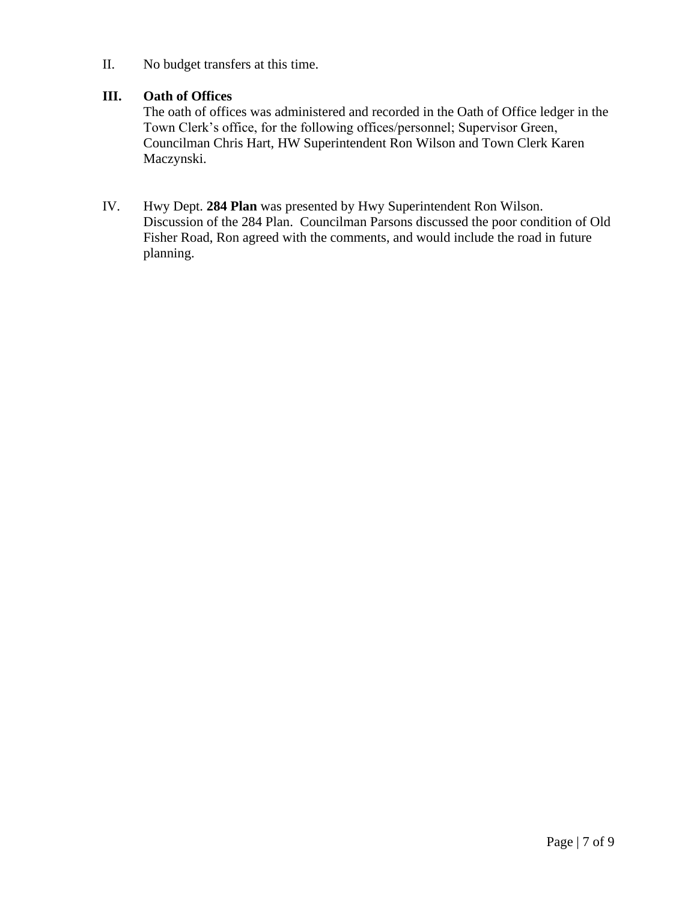II. No budget transfers at this time.

**III. Oath of Offices**

The oath of offices was administered and recorded in the Oath of Office ledger in the Town Clerk's office, for the following offices/personnel; Supervisor Green, Councilman Chris Hart, HW Superintendent Ron Wilson and Town Clerk Karen Maczynski.

IV. Hwy Dept. **284 Plan** was presented by Hwy Superintendent Ron Wilson. Discussion of the 284 Plan. Councilman Parsons discussed the poor condition of Old Fisher Road, Ron agreed with the comments, and would include the road in future planning.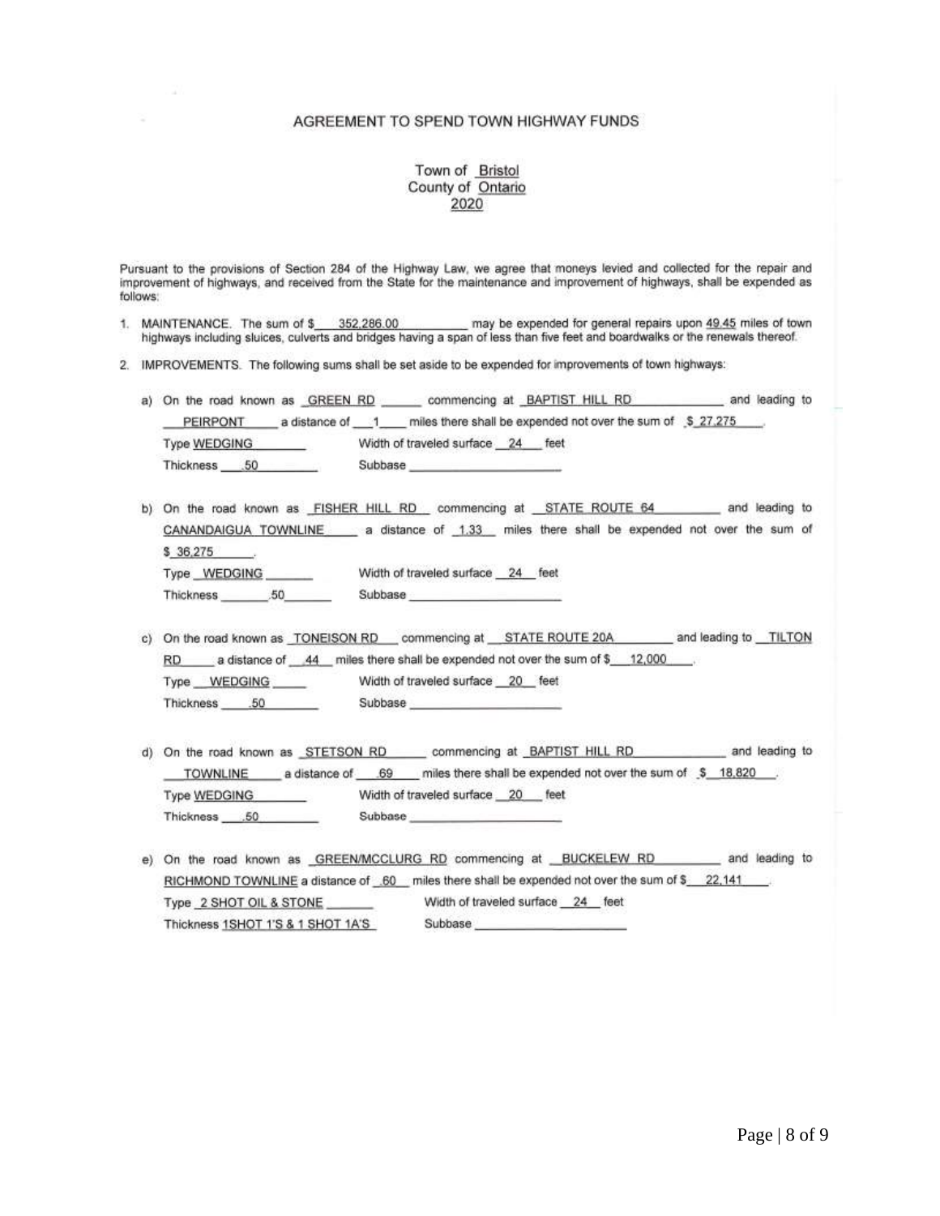# AGREEMENT TO SPEND TOWN HIGHWAY FUNDS

Town of Bristol
County of Ontario
2020

Pursuant to the provisions of Section 284 of the Highway Law, we agree that moneys levied and collected for the repair and improvement of highways, and received from the State for the maintenance and improvement of highways, shall be expended as follows:

1. MAINTENANCE. The sum of $ 352,286.00 may be expended for general repairs upon 49.45 miles of town highways including sluices, culverts and bridges having a span of less than five feet and boardwalks or the renewals thereof.

2. IMPROVEMENTS. The following sums shall be set aside to be expended for improvements of town highways:

   a) On the road known as GREEN RD commencing at BAPTIST HILL RD and leading to PEIRPONT a distance of 1 miles there shall be expended not over the sum of $ 27,275.
      Type WEDGING Width of traveled surface 24 feet
      Thickness .50 Subbase

   b) On the road known as FISHER HILL RD commencing at STATE ROUTE 64 and leading to CANANDAIGUA TOWNLINE a distance of 1.33 miles there shall be expended not over the sum of $ 36,275.
      Type WEDGING Width of traveled surface 24 feet
      Thickness .50 Subbase

   c) On the road known as TONEISON RD commencing at STATE ROUTE 20A and leading to TILTON RD a distance of .44 miles there shall be expended not over the sum of $ 12,000.
      Type WEDGING Width of traveled surface 20 feet
      Thickness .50 Subbase

   d) On the road known as STETSON RD commencing at BAPTIST HILL RD and leading to TOWNLINE a distance of .69 miles there shall be expended not over the sum of $ 18,820.
      Type WEDGING Width of traveled surface 20 feet
      Thickness .50 Subbase

   e) On the road known as GREEN/MCCLURG RD commencing at BUCKELEW RD and leading to RICHMOND TOWNLINE a distance of .60 miles there shall be expended not over the sum of $ 22,141.
      Type 2 SHOT OIL & STONE Width of traveled surface 24 feet
      Thickness 1SHOT 1'S & 1 SHOT 1A'S Subbase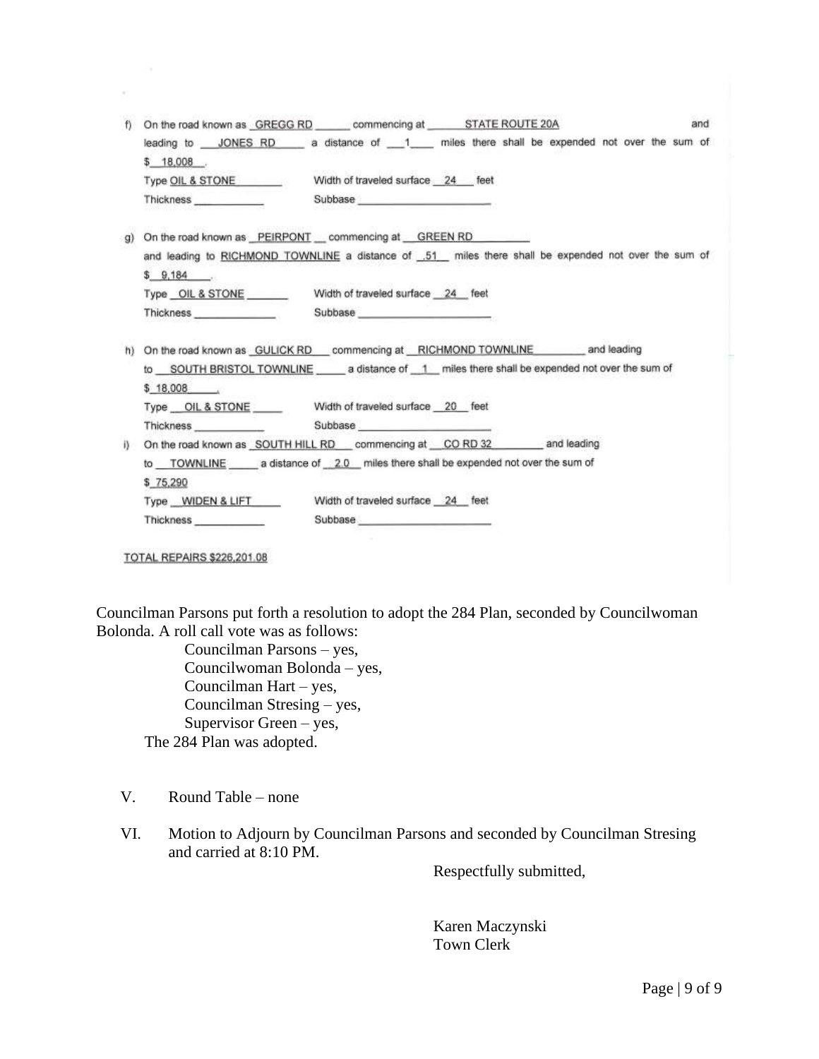f) On the road known as GREGG RD commencing at STATE ROUTE 20A and leading to JONES RD a distance of 1 miles there shall be expended not over the sum of $ 18,008 .

Type OIL & STONE Width of traveled surface 24 feet

Thickness ______ Subbase ______

g) On the road known as PEIRPONT commencing at GREEN RD and leading to RICHMOND TOWNLINE a distance of .51 miles there shall be expended not over the sum of $ 9,184 .

Type OIL & STONE Width of traveled surface 24 feet

Thickness ______ Subbase ______

h) On the road known as GULICK RD commencing at RICHMOND TOWNLINE and leading to SOUTH BRISTOL TOWNLINE a distance of 1 miles there shall be expended not over the sum of $ 18,008 .

Type OIL & STONE Width of traveled surface 20 feet

Thickness ______ Subbase ______

i) On the road known as SOUTH HILL RD commencing at CO RD 32 and leading to TOWNLINE a distance of 2.0 miles there shall be expended not over the sum of $ 75,290

Type WIDEN & LIFT Width of traveled surface 24 feet

Thickness ______ Subbase ______

TOTAL REPAIRS $226,201.08

Councilman Parsons put forth a resolution to adopt the 284 Plan, seconded by Councilwoman Bolonda. A roll call vote was as follows:

Councilman Parsons – yes,
Councilwoman Bolonda – yes,
Councilman Hart – yes,
Councilman Stresing – yes,
Supervisor Green – yes,

The 284 Plan was adopted.

V. Round Table – none

VI. Motion to Adjourn by Councilman Parsons and seconded by Councilman Stresing and carried at 8:10 PM.

Respectfully submitted,

Karen Maczynski
Town Clerk